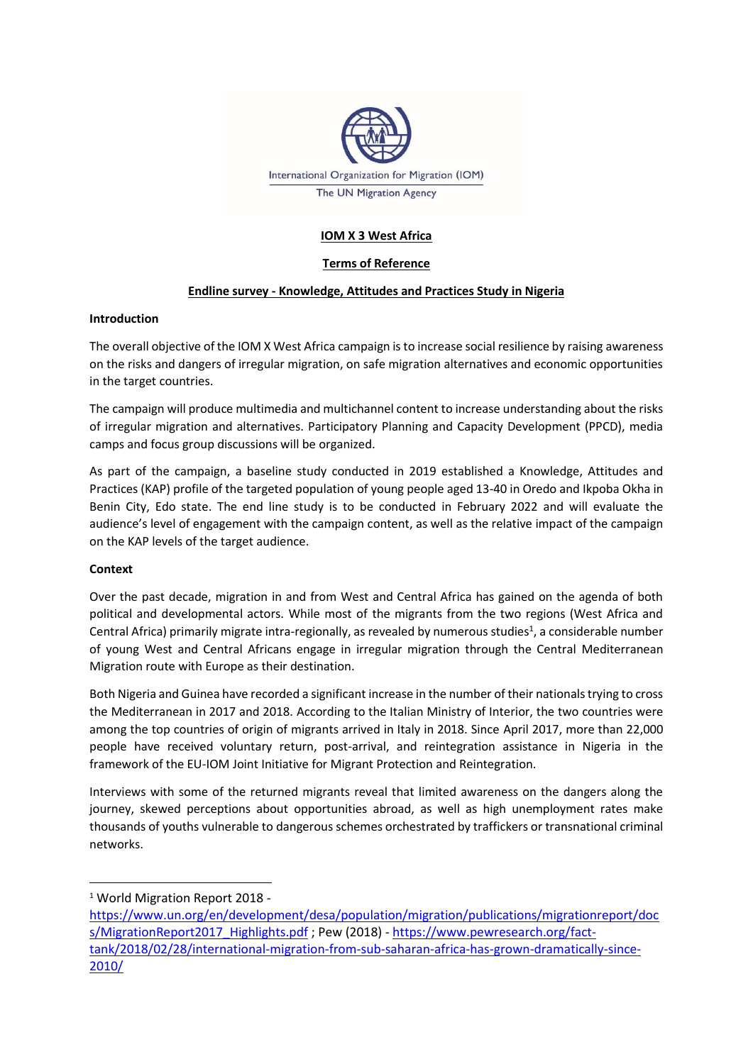International Organization for Migration (IOM)
The UN Migration Agency

# IOM X 3 West Africa

## Terms of Reference

## Endline survey - Knowledge, Attitudes and Practices Study in Nigeria

### Introduction

The overall objective of the IOM X West Africa campaign is to increase social resilience by raising awareness on the risks and dangers of irregular migration, on safe migration alternatives and economic opportunities in the target countries.

The campaign will produce multimedia and multichannel content to increase understanding about the risks of irregular migration and alternatives. Participatory Planning and Capacity Development (PPCD), media camps and focus group discussions will be organized.

As part of the campaign, a baseline study conducted in 2019 established a Knowledge, Attitudes and Practices (KAP) profile of the targeted population of young people aged 13-40 in Oredo and Ikpoba Okha in Benin City, Edo state. The end line study is to be conducted in February 2022 and will evaluate the audience's level of engagement with the campaign content, as well as the relative impact of the campaign on the KAP levels of the target audience.

### Context

Over the past decade, migration in and from West and Central Africa has gained on the agenda of both political and developmental actors. While most of the migrants from the two regions (West Africa and Central Africa) primarily migrate intra-regionally, as revealed by numerous studies[1], a considerable number of young West and Central Africans engage in irregular migration through the Central Mediterranean Migration route with Europe as their destination.

Both Nigeria and Guinea have recorded a significant increase in the number of their nationals trying to cross the Mediterranean in 2017 and 2018. According to the Italian Ministry of Interior, the two countries were among the top countries of origin of migrants arrived in Italy in 2018. Since April 2017, more than 22,000 people have received voluntary return, post-arrival, and reintegration assistance in Nigeria in the framework of the EU-IOM Joint Initiative for Migrant Protection and Reintegration.

Interviews with some of the returned migrants reveal that limited awareness on the dangers along the journey, skewed perceptions about opportunities abroad, as well as high unemployment rates make thousands of youths vulnerable to dangerous schemes orchestrated by traffickers or transnational criminal networks.

---

[1] World Migration Report 2018 - https://www.un.org/en/development/desa/population/migration/publications/migrationreport/docs/MigrationReport2017_Highlights.pdf ; Pew (2018) - https://www.pewresearch.org/fact-tank/2018/02/28/international-migration-from-sub-saharan-africa-has-grown-dramatically-since-2010/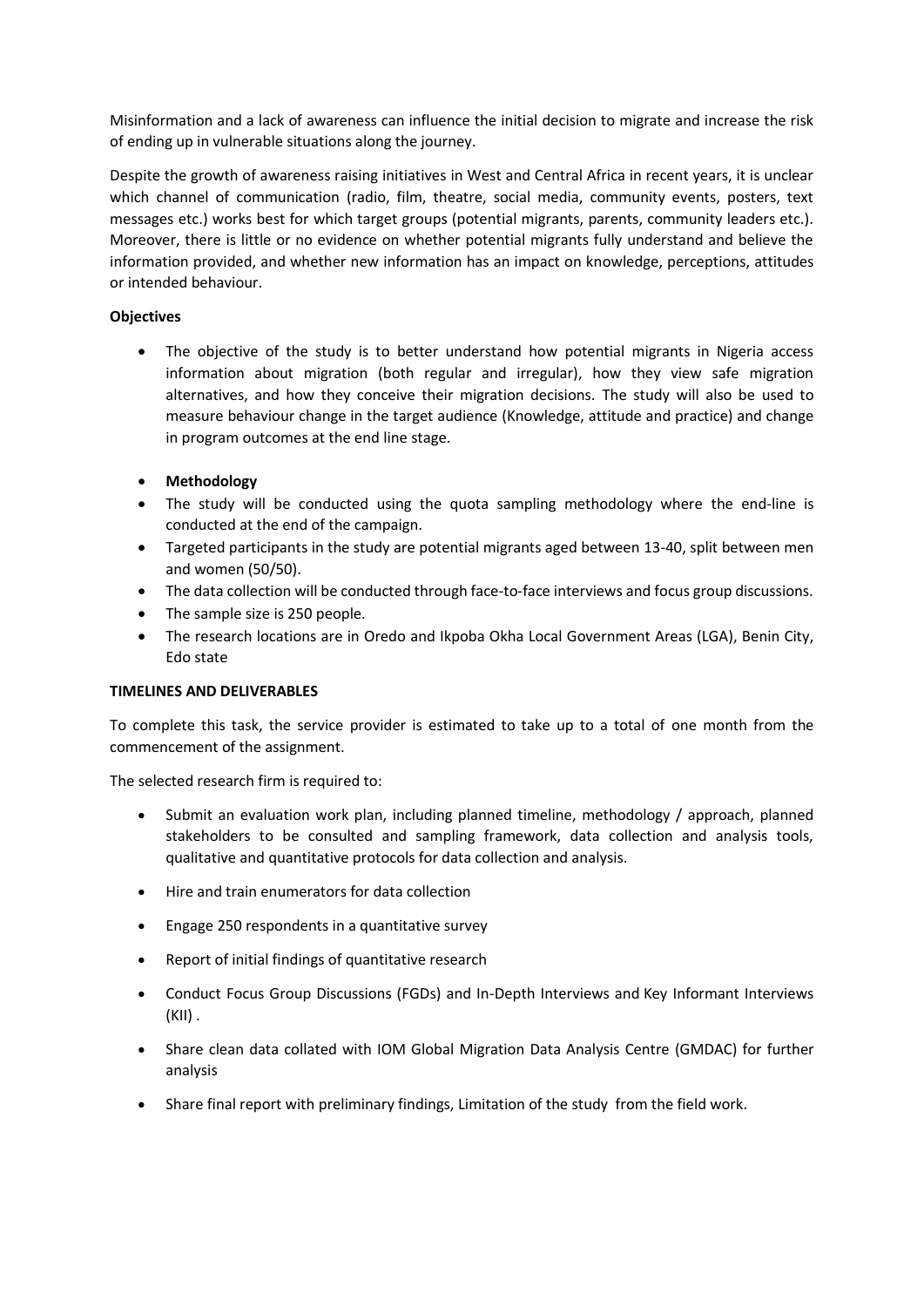Misinformation and a lack of awareness can influence the initial decision to migrate and increase the risk of ending up in vulnerable situations along the journey.

Despite the growth of awareness raising initiatives in West and Central Africa in recent years, it is unclear which channel of communication (radio, film, theatre, social media, community events, posters, text messages etc.) works best for which target groups (potential migrants, parents, community leaders etc.). Moreover, there is little or no evidence on whether potential migrants fully understand and believe the information provided, and whether new information has an impact on knowledge, perceptions, attitudes or intended behaviour.

**Objectives**

- The objective of the study is to better understand how potential migrants in Nigeria access information about migration (both regular and irregular), how they view safe migration alternatives, and how they conceive their migration decisions. The study will also be used to measure behaviour change in the target audience (Knowledge, attitude and practice) and change in program outcomes at the end line stage.

- **Methodology**
- The study will be conducted using the quota sampling methodology where the end-line is conducted at the end of the campaign.
- Targeted participants in the study are potential migrants aged between 13-40, split between men and women (50/50).
- The data collection will be conducted through face-to-face interviews and focus group discussions.
- The sample size is 250 people.
- The research locations are in Oredo and Ikpoba Okha Local Government Areas (LGA), Benin City, Edo state

**TIMELINES AND DELIVERABLES**

To complete this task, the service provider is estimated to take up to a total of one month from the commencement of the assignment.

The selected research firm is required to:

- Submit an evaluation work plan, including planned timeline, methodology / approach, planned stakeholders to be consulted and sampling framework, data collection and analysis tools, qualitative and quantitative protocols for data collection and analysis.
- Hire and train enumerators for data collection
- Engage 250 respondents in a quantitative survey
- Report of initial findings of quantitative research
- Conduct Focus Group Discussions (FGDs) and In-Depth Interviews and Key Informant Interviews (KII) .
- Share clean data collated with IOM Global Migration Data Analysis Centre (GMDAC) for further analysis
- Share final report with preliminary findings, Limitation of the study from the field work.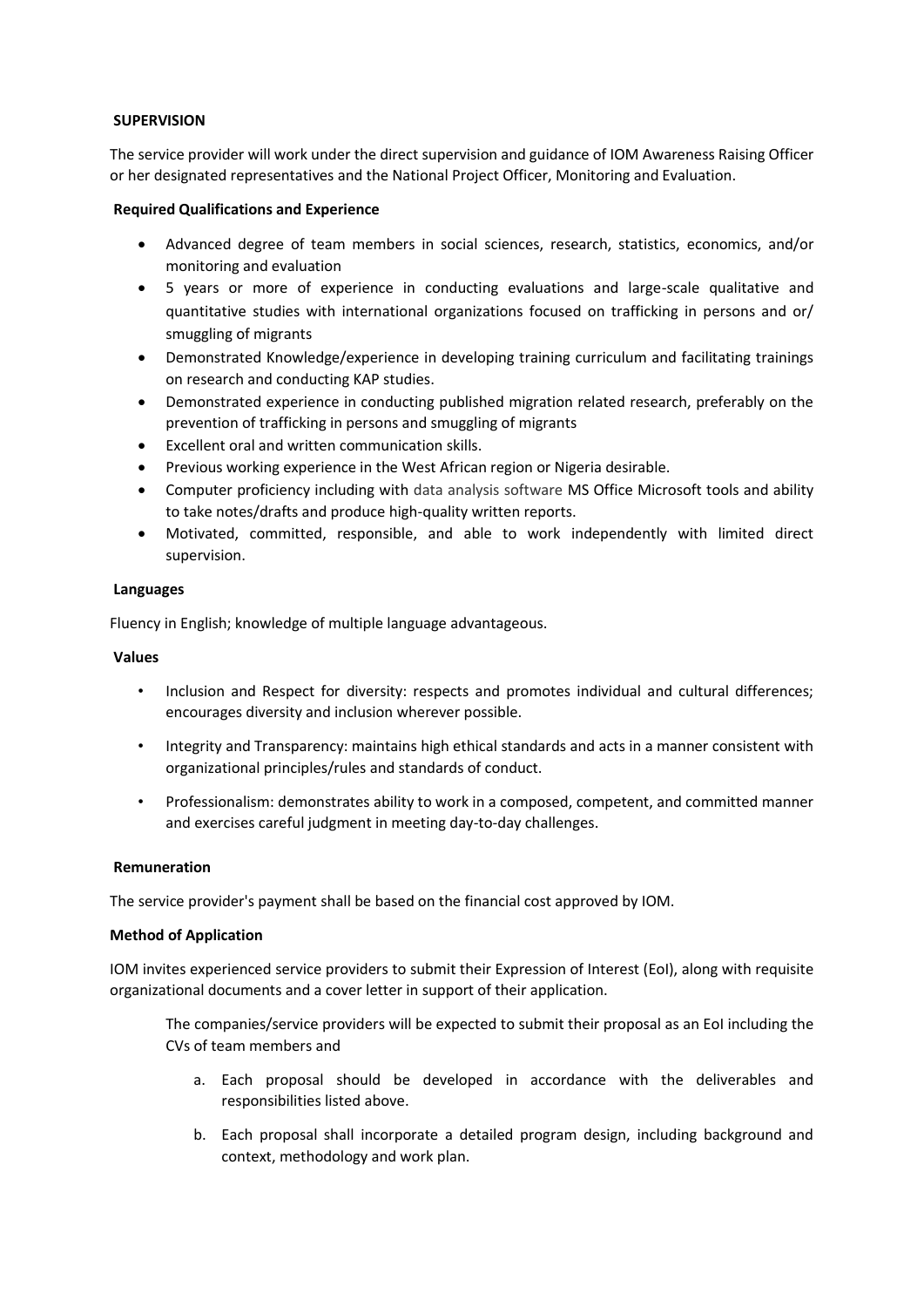**SUPERVISION**

The service provider will work under the direct supervision and guidance of IOM Awareness Raising Officer or her designated representatives and the National Project Officer, Monitoring and Evaluation.

**Required Qualifications and Experience**

- Advanced degree of team members in social sciences, research, statistics, economics, and/or monitoring and evaluation
- 5 years or more of experience in conducting evaluations and large-scale qualitative and quantitative studies with international organizations focused on trafficking in persons and or/ smuggling of migrants
- Demonstrated Knowledge/experience in developing training curriculum and facilitating trainings on research and conducting KAP studies.
- Demonstrated experience in conducting published migration related research, preferably on the prevention of trafficking in persons and smuggling of migrants
- Excellent oral and written communication skills.
- Previous working experience in the West African region or Nigeria desirable.
- Computer proficiency including with data analysis software MS Office Microsoft tools and ability to take notes/drafts and produce high-quality written reports.
- Motivated, committed, responsible, and able to work independently with limited direct supervision.

**Languages**

Fluency in English; knowledge of multiple language advantageous.

**Values**

- Inclusion and Respect for diversity: respects and promotes individual and cultural differences; encourages diversity and inclusion wherever possible.
- Integrity and Transparency: maintains high ethical standards and acts in a manner consistent with organizational principles/rules and standards of conduct.
- Professionalism: demonstrates ability to work in a composed, competent, and committed manner and exercises careful judgment in meeting day-to-day challenges.

**Remuneration**

The service provider's payment shall be based on the financial cost approved by IOM.

**Method of Application**

IOM invites experienced service providers to submit their Expression of Interest (EoI), along with requisite organizational documents and a cover letter in support of their application.

The companies/service providers will be expected to submit their proposal as an EoI including the CVs of team members and

a. Each proposal should be developed in accordance with the deliverables and responsibilities listed above.

b. Each proposal shall incorporate a detailed program design, including background and context, methodology and work plan.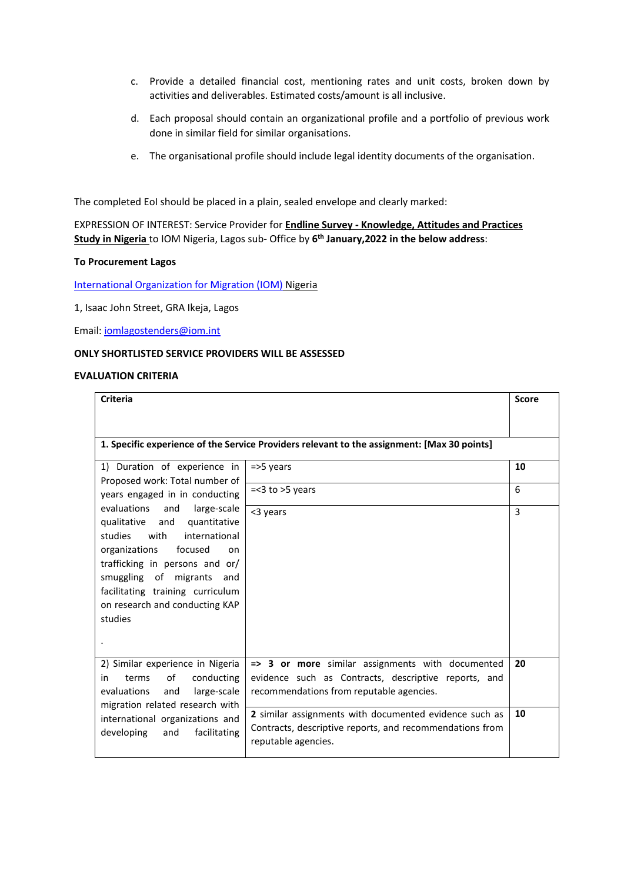c. Provide a detailed financial cost, mentioning rates and unit costs, broken down by activities and deliverables. Estimated costs/amount is all inclusive.

d. Each proposal should contain an organizational profile and a portfolio of previous work done in similar field for similar organisations.

e. The organisational profile should include legal identity documents of the organisation.

The completed EoI should be placed in a plain, sealed envelope and clearly marked:

EXPRESSION OF INTEREST: Service Provider for **Endline Survey - Knowledge, Attitudes and Practices Study in Nigeria** to IOM Nigeria, Lagos sub- Office by **6th January,2022 in the below address**:

**To Procurement Lagos**

International Organization for Migration (IOM) Nigeria

1, Isaac John Street, GRA Ikeja, Lagos

Email: iomlagostenders@iom.int

**ONLY SHORTLISTED SERVICE PROVIDERS WILL BE ASSESSED**

**EVALUATION CRITERIA**

| **Criteria** | | **Score** |
|---|---|---|
| **1. Specific experience of the Service Providers relevant to the assignment: [Max 30 points]** | | |
| 1) Duration of experience in Proposed work: Total number of years engaged in in conducting evaluations and large-scale qualitative and quantitative studies with international organizations focused on trafficking in persons and or/ smuggling of migrants and facilitating training curriculum on research and conducting KAP studies . | =>5 years | **10** |
| | =<3 to >5 years | 6 |
| | <3 years | 3 |
| 2) Similar experience in Nigeria in terms of conducting evaluations and large-scale migration related research with international organizations and developing and facilitating | **=> 3 or more** similar assignments with documented evidence such as Contracts, descriptive reports, and recommendations from reputable agencies. | **20** |
| | **2** similar assignments with documented evidence such as Contracts, descriptive reports, and recommendations from reputable agencies. | **10** |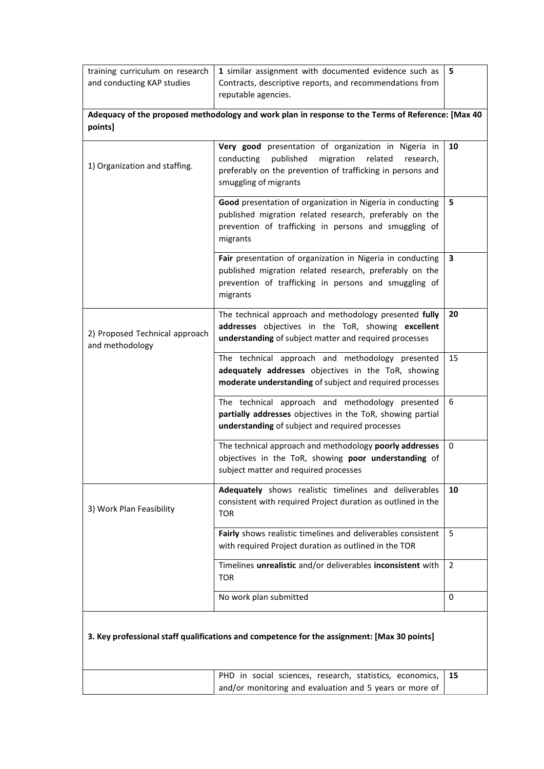| | | |
|---|---|---|
| training curriculum on research and conducting KAP studies | **1** similar assignment with documented evidence such as Contracts, descriptive reports, and recommendations from reputable agencies. | **5** |
| **Adequacy of the proposed methodology and work plan in response to the Terms of Reference: [Max 40 points]** | | |
| 1) Organization and staffing. | **Very good** presentation of organization in Nigeria in conducting published migration related research, preferably on the prevention of trafficking in persons and smuggling of migrants | **10** |
| | **Good** presentation of organization in Nigeria in conducting published migration related research, preferably on the prevention of trafficking in persons and smuggling of migrants | **5** |
| | **Fair** presentation of organization in Nigeria in conducting published migration related research, preferably on the prevention of trafficking in persons and smuggling of migrants | **3** |
| 2) Proposed Technical approach and methodology | The technical approach and methodology presented **fully addresses** objectives in the ToR, showing **excellent understanding** of subject matter and required processes | **20** |
| | The technical approach and methodology presented **adequately addresses** objectives in the ToR, showing **moderate understanding** of subject and required processes | 15 |
| | The technical approach and methodology presented **partially addresses** objectives in the ToR, showing partial **understanding** of subject and required processes | 6 |
| | The technical approach and methodology **poorly addresses** objectives in the ToR, showing **poor understanding** of subject matter and required processes | 0 |
| 3) Work Plan Feasibility | **Adequately** shows realistic timelines and deliverables consistent with required Project duration as outlined in the TOR | **10** |
| | **Fairly** shows realistic timelines and deliverables consistent with required Project duration as outlined in the TOR | 5 |
| | Timelines **unrealistic** and/or deliverables **inconsistent** with TOR | 2 |
| | No work plan submitted | 0 |
| **3. Key professional staff qualifications and competence for the assignment: [Max 30 points]** | | |
| | PHD in social sciences, research, statistics, economics, and/or monitoring and evaluation and 5 years or more of | **15** |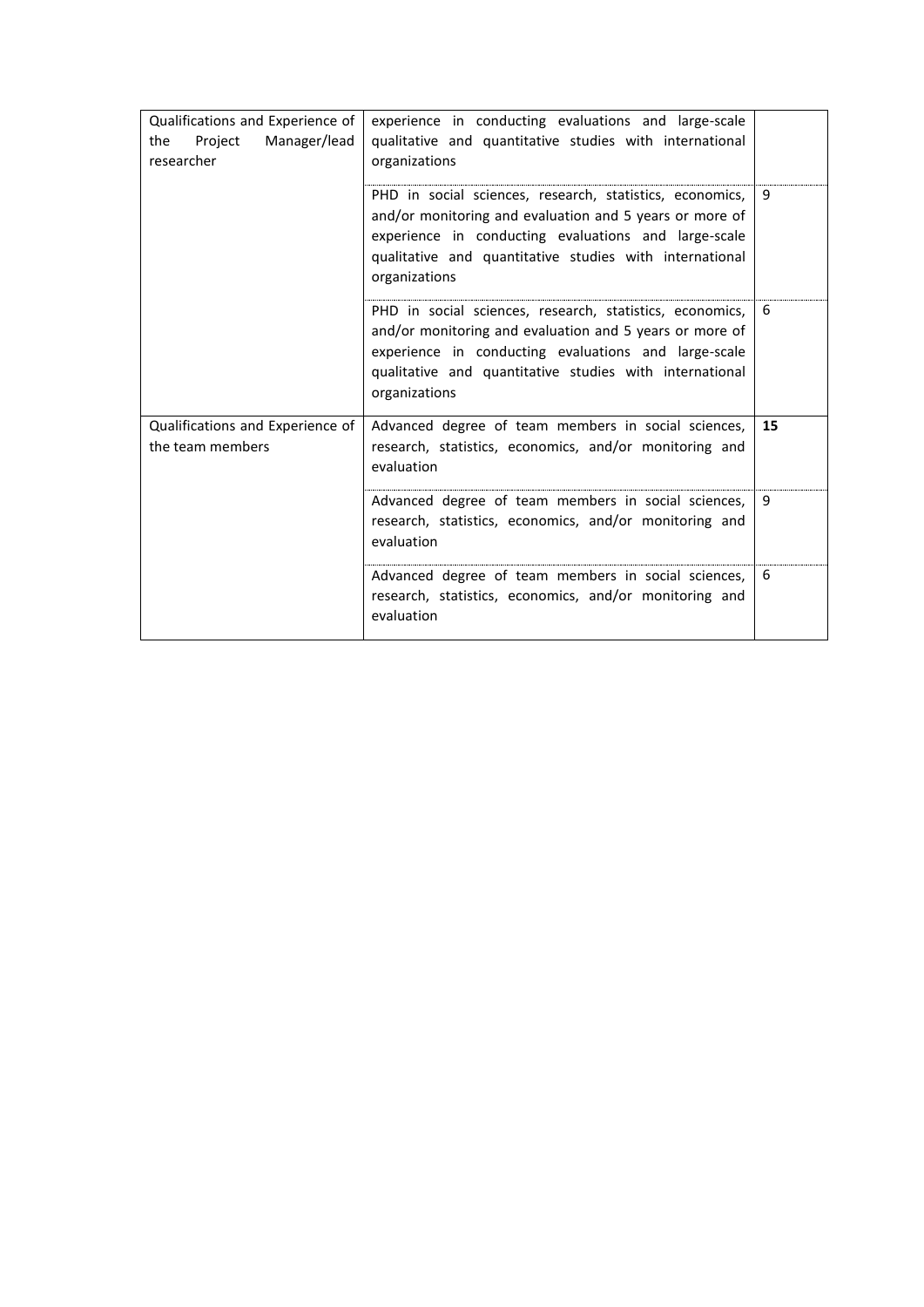| | | |
|---|---|---|
| Qualifications and Experience of the Project Manager/lead researcher | experience in conducting evaluations and large-scale qualitative and quantitative studies with international organizations | |
| | PHD in social sciences, research, statistics, economics, and/or monitoring and evaluation and 5 years or more of experience in conducting evaluations and large-scale qualitative and quantitative studies with international organizations | 9 |
| | PHD in social sciences, research, statistics, economics, and/or monitoring and evaluation and 5 years or more of experience in conducting evaluations and large-scale qualitative and quantitative studies with international organizations | 6 |
| Qualifications and Experience of the team members | Advanced degree of team members in social sciences, research, statistics, economics, and/or monitoring and evaluation | **15** |
| | Advanced degree of team members in social sciences, research, statistics, economics, and/or monitoring and evaluation | 9 |
| | Advanced degree of team members in social sciences, research, statistics, economics, and/or monitoring and evaluation | 6 |